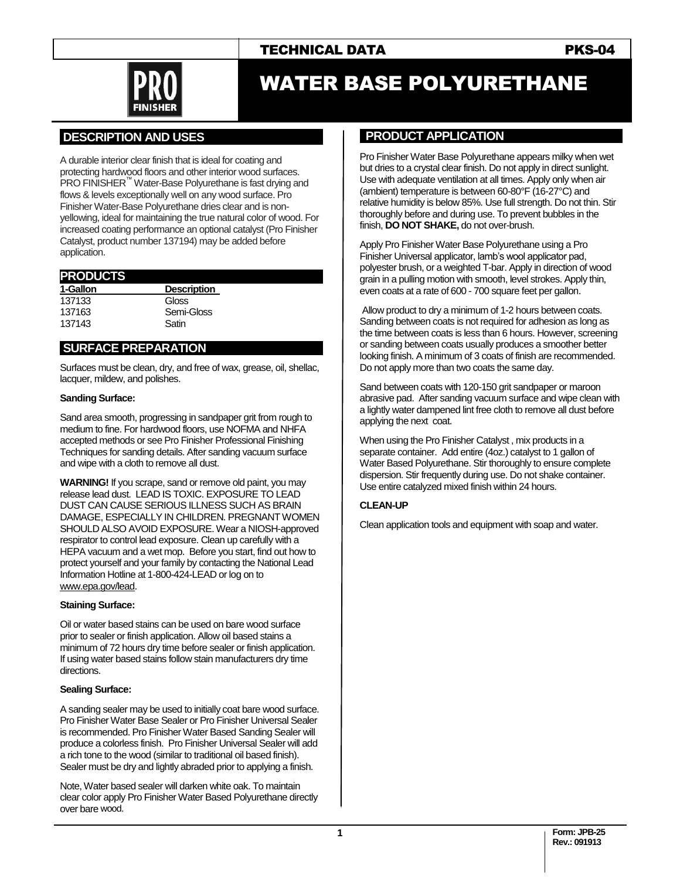TECHNICAL DATA PKS-04

# WATER BASE POLYURETHANE

## DESCRIPTION AND USES

A durable interior clear finish that is ideal for coating and protecting hardwood floors and other interior wood surfaces. PRO FINISHER™ Water-Base Polyurethane is fast drying and flows & levels exceptionally well on any wood surface. Pro Finisher Water-Base Polyurethane dries clear and is non-yellowing, ideal for maintaining the true natural color of wood. For increased coating performance an optional catalyst (Pro Finisher Catalyst, product number 137194) may be added before application.

## PRODUCTS

| 1-Gallon | Description |
|---|---|
| 137133 | Gloss |
| 137163 | Semi-Gloss |
| 137143 | Satin |

## SURFACE PREPARATION

Surfaces must be clean, dry, and free of wax, grease, oil, shellac, lacquer, mildew, and polishes.

**Sanding Surface:**

Sand area smooth, progressing in sandpaper grit from rough to medium to fine. For hardwood floors, use NOFMA and NHFA accepted methods or see Pro Finisher Professional Finishing Techniques for sanding details. After sanding vacuum surface and wipe with a cloth to remove all dust.

**WARNING!** If you scrape, sand or remove old paint, you may release lead dust. LEAD IS TOXIC. EXPOSURE TO LEAD DUST CAN CAUSE SERIOUS ILLNESS SUCH AS BRAIN DAMAGE, ESPECIALLY IN CHILDREN. PREGNANT WOMEN SHOULD ALSO AVOID EXPOSURE. Wear a NIOSH-approved respirator to control lead exposure. Clean up carefully with a HEPA vacuum and a wet mop. Before you start, find out how to protect yourself and your family by contacting the National Lead Information Hotline at 1-800-424-LEAD or log on to www.epa.gov/lead.

**Staining Surface:**

Oil or water based stains can be used on bare wood surface prior to sealer or finish application. Allow oil based stains a minimum of 72 hours dry time before sealer or finish application. If using water based stains follow stain manufacturers dry time directions.

**Sealing Surface:**

A sanding sealer may be used to initially coat bare wood surface. Pro Finisher Water Base Sealer or Pro Finisher Universal Sealer is recommended. Pro Finisher Water Based Sanding Sealer will produce a colorless finish. Pro Finisher Universal Sealer will add a rich tone to the wood (similar to traditional oil based finish). Sealer must be dry and lightly abraded prior to applying a finish.

Note, Water based sealer will darken white oak. To maintain clear color apply Pro Finisher Water Based Polyurethane directly over bare wood.

## PRODUCT APPLICATION

Pro Finisher Water Base Polyurethane appears milky when wet but dries to a crystal clear finish. Do not apply in direct sunlight. Use with adequate ventilation at all times. Apply only when air (ambient) temperature is between 60-80°F (16-27°C) and relative humidity is below 85%. Use full strength. Do not thin. Stir thoroughly before and during use. To prevent bubbles in the finish, **DO NOT SHAKE,** do not over-brush.

Apply Pro Finisher Water Base Polyurethane using a Pro Finisher Universal applicator, lamb's wool applicator pad, polyester brush, or a weighted T-bar. Apply in direction of wood grain in a pulling motion with smooth, level strokes. Apply thin, even coats at a rate of 600 - 700 square feet per gallon.

Allow product to dry a minimum of 1-2 hours between coats. Sanding between coats is not required for adhesion as long as the time between coats is less than 6 hours. However, screening or sanding between coats usually produces a smoother better looking finish. A minimum of 3 coats of finish are recommended. Do not apply more than two coats the same day.

Sand between coats with 120-150 grit sandpaper or maroon abrasive pad. After sanding vacuum surface and wipe clean with a lightly water dampened lint free cloth to remove all dust before applying the next coat.

When using the Pro Finisher Catalyst , mix products in a separate container. Add entire (4oz.) catalyst to 1 gallon of Water Based Polyurethane. Stir thoroughly to ensure complete dispersion. Stir frequently during use. Do not shake container. Use entire catalyzed mixed finish within 24 hours.

**CLEAN-UP**

Clean application tools and equipment with soap and water.

Form: JPB-25
Rev.: 091913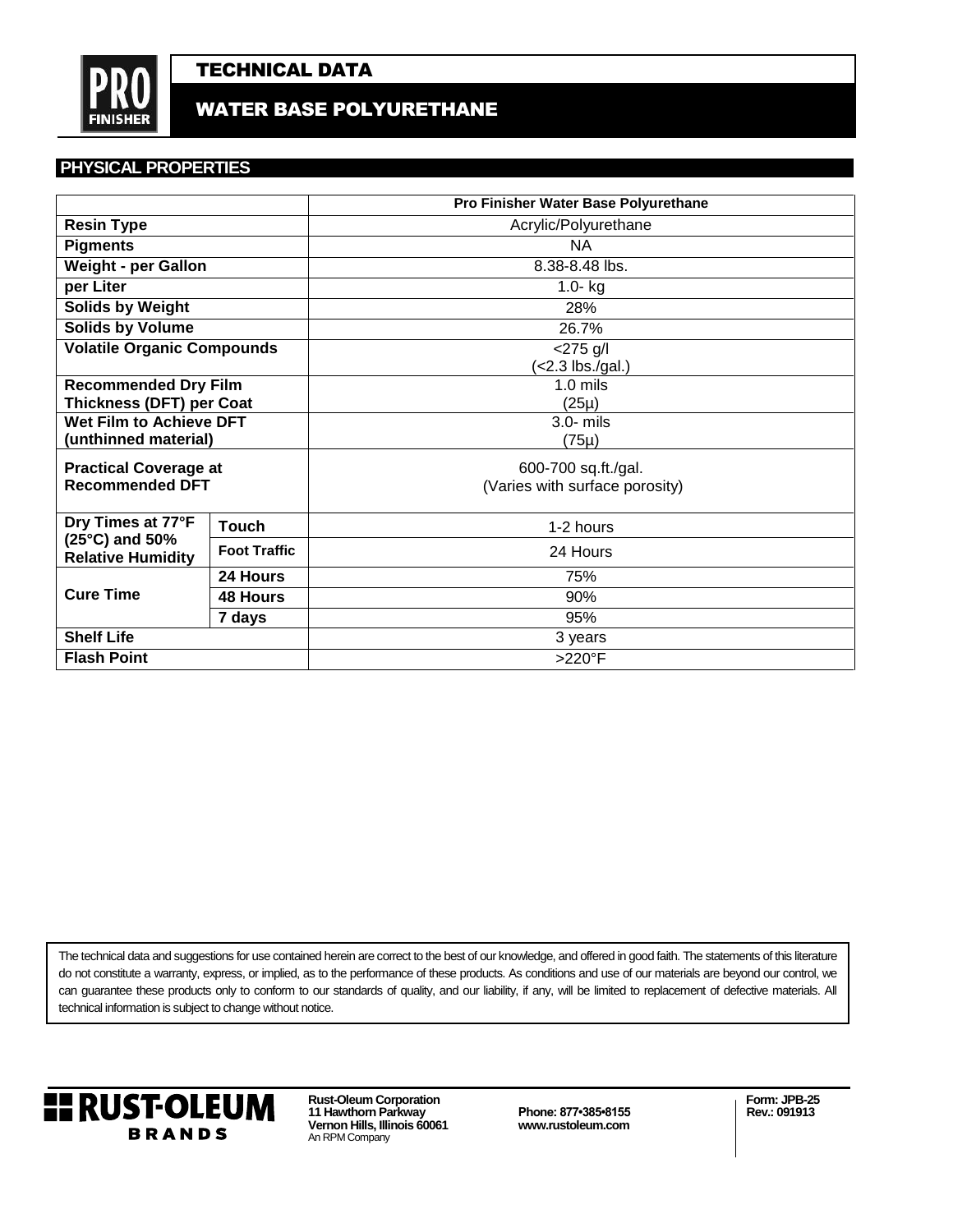# TECHNICAL DATA

## WATER BASE POLYURETHANE

### PHYSICAL PROPERTIES

| | | Pro Finisher Water Base Polyurethane |
|---|---|---|
| **Resin Type** | | Acrylic/Polyurethane |
| **Pigments** | | NA |
| **Weight - per Gallon** | | 8.38-8.48 lbs. |
| **per Liter** | | 1.0- kg |
| **Solids by Weight** | | 28% |
| **Solids by Volume** | | 26.7% |
| **Volatile Organic Compounds** | | <275 g/l (<2.3 lbs./gal.) |
| **Recommended Dry Film Thickness (DFT) per Coat** | | 1.0 mils (25µ) |
| **Wet Film to Achieve DFT (unthinned material)** | | 3.0- mils (75µ) |
| **Practical Coverage at Recommended DFT** | | 600-700 sq.ft./gal. (Varies with surface porosity) |
| **Dry Times at 77°F (25°C) and 50% Relative Humidity** | **Touch** | 1-2 hours |
| | **Foot Traffic** | 24 Hours |
| **Cure Time** | **24 Hours** | 75% |
| | **48 Hours** | 90% |
| | **7 days** | 95% |
| **Shelf Life** | | 3 years |
| **Flash Point** | | >220°F |

The technical data and suggestions for use contained herein are correct to the best of our knowledge, and offered in good faith. The statements of this literature do not constitute a warranty, express, or implied, as to the performance of these products. As conditions and use of our materials are beyond our control, we can guarantee these products only to conform to our standards of quality, and our liability, if any, will be limited to replacement of defective materials. All technical information is subject to change without notice.

**Rust-Oleum Corporation**
**11 Hawthorn Parkway**
**Vernon Hills, Illinois 60061**
An RPM Company

**Phone: 877•385•8155**
**www.rustoleum.com**

**Form: JPB-25**
**Rev.: 091913**